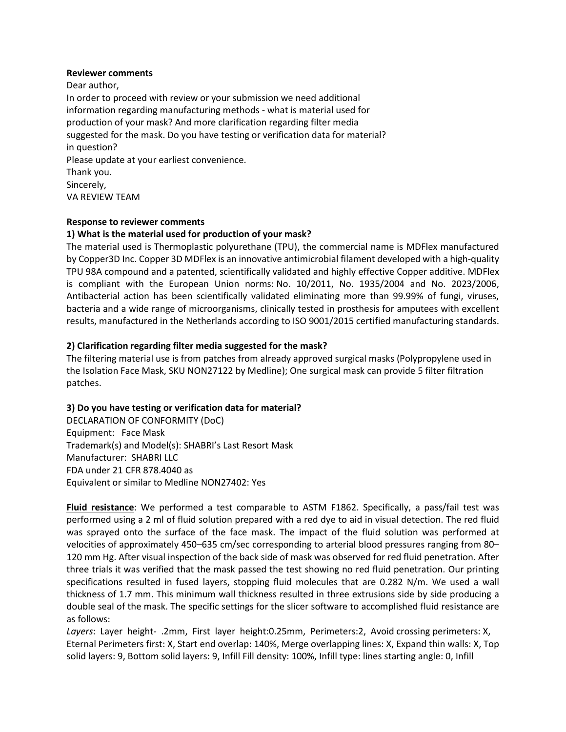**Reviewer comments**

Dear author,

In order to proceed with review or your submission we need additional information regarding manufacturing methods - what is material used for production of your mask? And more clarification regarding filter media suggested for the mask. Do you have testing or verification data for material? in question?

Please update at your earliest convenience.

Thank you.

Sincerely,

VA REVIEW TEAM

**Response to reviewer comments**

**1) What is the material used for production of your mask?**

The material used is Thermoplastic polyurethane (TPU), the commercial name is MDFlex manufactured by Copper3D Inc. Copper 3D MDFlex is an innovative antimicrobial filament developed with a high-quality TPU 98A compound and a patented, scientifically validated and highly effective Copper additive. MDFlex is compliant with the European Union norms: No. 10/2011, No. 1935/2004 and No. 2023/2006, Antibacterial action has been scientifically validated eliminating more than 99.99% of fungi, viruses, bacteria and a wide range of microorganisms, clinically tested in prosthesis for amputees with excellent results, manufactured in the Netherlands according to ISO 9001/2015 certified manufacturing standards.

**2) Clarification regarding filter media suggested for the mask?**

The filtering material use is from patches from already approved surgical masks (Polypropylene used in the Isolation Face Mask, SKU NON27122 by Medline); One surgical mask can provide 5 filter filtration patches.

**3) Do you have testing or verification data for material?**

DECLARATION OF CONFORMITY (DoC)

Equipment: Face Mask

Trademark(s) and Model(s): SHABRI's Last Resort Mask

Manufacturer: SHABRI LLC

FDA under 21 CFR 878.4040 as

Equivalent or similar to Medline NON27402: Yes

**<u>Fluid resistance</u>**: We performed a test comparable to ASTM F1862. Specifically, a pass/fail test was performed using a 2 ml of fluid solution prepared with a red dye to aid in visual detection. The red fluid was sprayed onto the surface of the face mask. The impact of the fluid solution was performed at velocities of approximately 450–635 cm/sec corresponding to arterial blood pressures ranging from 80–120 mm Hg. After visual inspection of the back side of mask was observed for red fluid penetration. After three trials it was verified that the mask passed the test showing no red fluid penetration. Our printing specifications resulted in fused layers, stopping fluid molecules that are 0.282 N/m. We used a wall thickness of 1.7 mm. This minimum wall thickness resulted in three extrusions side by side producing a double seal of the mask. The specific settings for the slicer software to accomplished fluid resistance are as follows:

*Layers*: Layer height- .2mm, First layer height:0.25mm, Perimeters:2, Avoid crossing perimeters: X, Eternal Perimeters first: X, Start end overlap: 140%, Merge overlapping lines: X, Expand thin walls: X, Top solid layers: 9, Bottom solid layers: 9, Infill Fill density: 100%, Infill type: lines starting angle: 0, Infill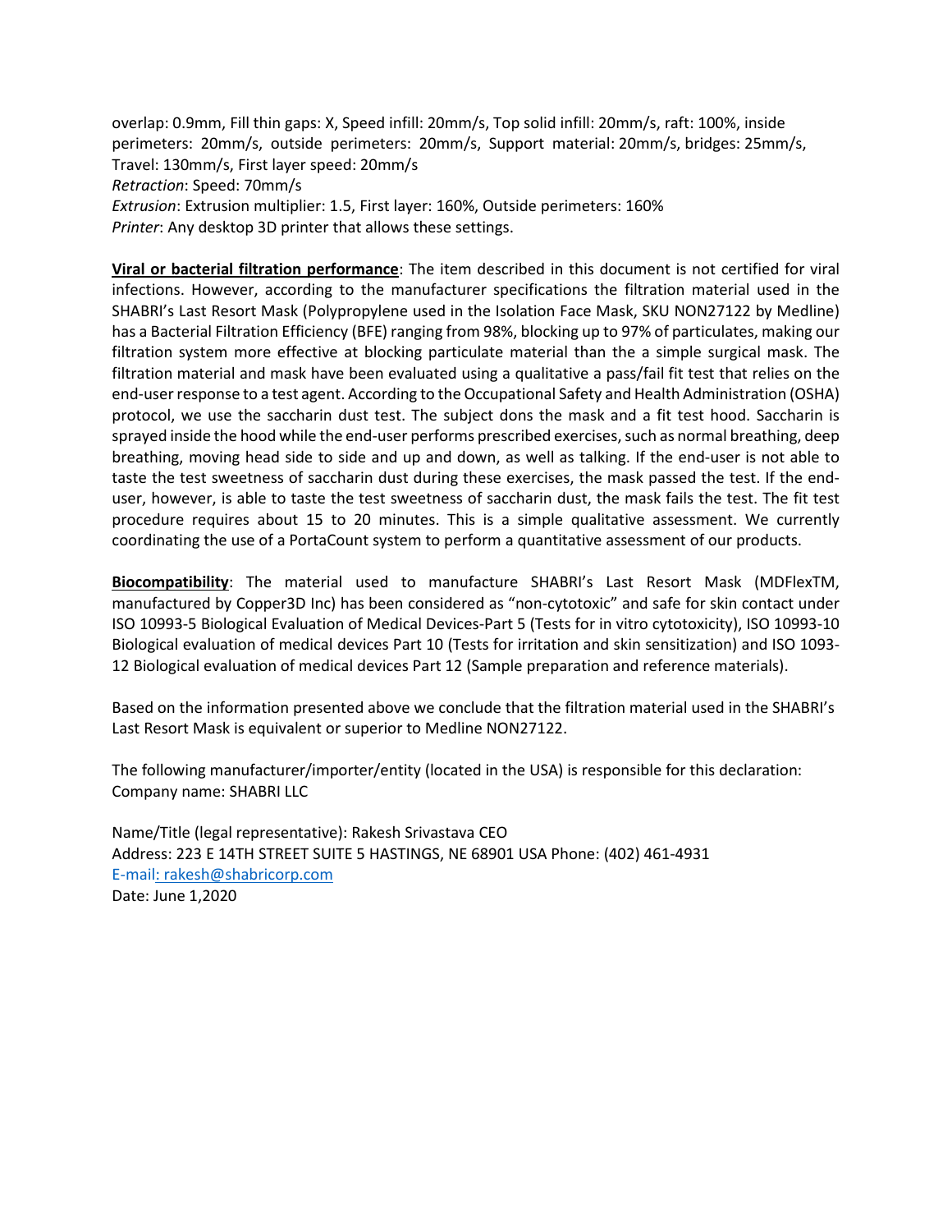overlap: 0.9mm, Fill thin gaps: X, Speed infill: 20mm/s, Top solid infill: 20mm/s, raft: 100%, inside perimeters: 20mm/s, outside perimeters: 20mm/s, Support material: 20mm/s, bridges: 25mm/s, Travel: 130mm/s, First layer speed: 20mm/s
*Retraction*: Speed: 70mm/s
*Extrusion*: Extrusion multiplier: 1.5, First layer: 160%, Outside perimeters: 160%
*Printer*: Any desktop 3D printer that allows these settings.

**Viral or bacterial filtration performance**: The item described in this document is not certified for viral infections. However, according to the manufacturer specifications the filtration material used in the SHABRI's Last Resort Mask (Polypropylene used in the Isolation Face Mask, SKU NON27122 by Medline) has a Bacterial Filtration Efficiency (BFE) ranging from 98%, blocking up to 97% of particulates, making our filtration system more effective at blocking particulate material than the a simple surgical mask. The filtration material and mask have been evaluated using a qualitative a pass/fail fit test that relies on the end-user response to a test agent. According to the Occupational Safety and Health Administration (OSHA) protocol, we use the saccharin dust test. The subject dons the mask and a fit test hood. Saccharin is sprayed inside the hood while the end-user performs prescribed exercises, such as normal breathing, deep breathing, moving head side to side and up and down, as well as talking. If the end-user is not able to taste the test sweetness of saccharin dust during these exercises, the mask passed the test. If the end-user, however, is able to taste the test sweetness of saccharin dust, the mask fails the test. The fit test procedure requires about 15 to 20 minutes. This is a simple qualitative assessment. We currently coordinating the use of a PortaCount system to perform a quantitative assessment of our products.

**Biocompatibility**: The material used to manufacture SHABRI's Last Resort Mask (MDFlexTM, manufactured by Copper3D Inc) has been considered as "non-cytotoxic" and safe for skin contact under ISO 10993-5 Biological Evaluation of Medical Devices-Part 5 (Tests for in vitro cytotoxicity), ISO 10993-10 Biological evaluation of medical devices Part 10 (Tests for irritation and skin sensitization) and ISO 1093-12 Biological evaluation of medical devices Part 12 (Sample preparation and reference materials).

Based on the information presented above we conclude that the filtration material used in the SHABRI's Last Resort Mask is equivalent or superior to Medline NON27122.

The following manufacturer/importer/entity (located in the USA) is responsible for this declaration:
Company name: SHABRI LLC

Name/Title (legal representative): Rakesh Srivastava CEO
Address: 223 E 14TH STREET SUITE 5 HASTINGS, NE 68901 USA Phone: (402) 461-4931
E-mail: rakesh@shabricorp.com
Date: June 1,2020